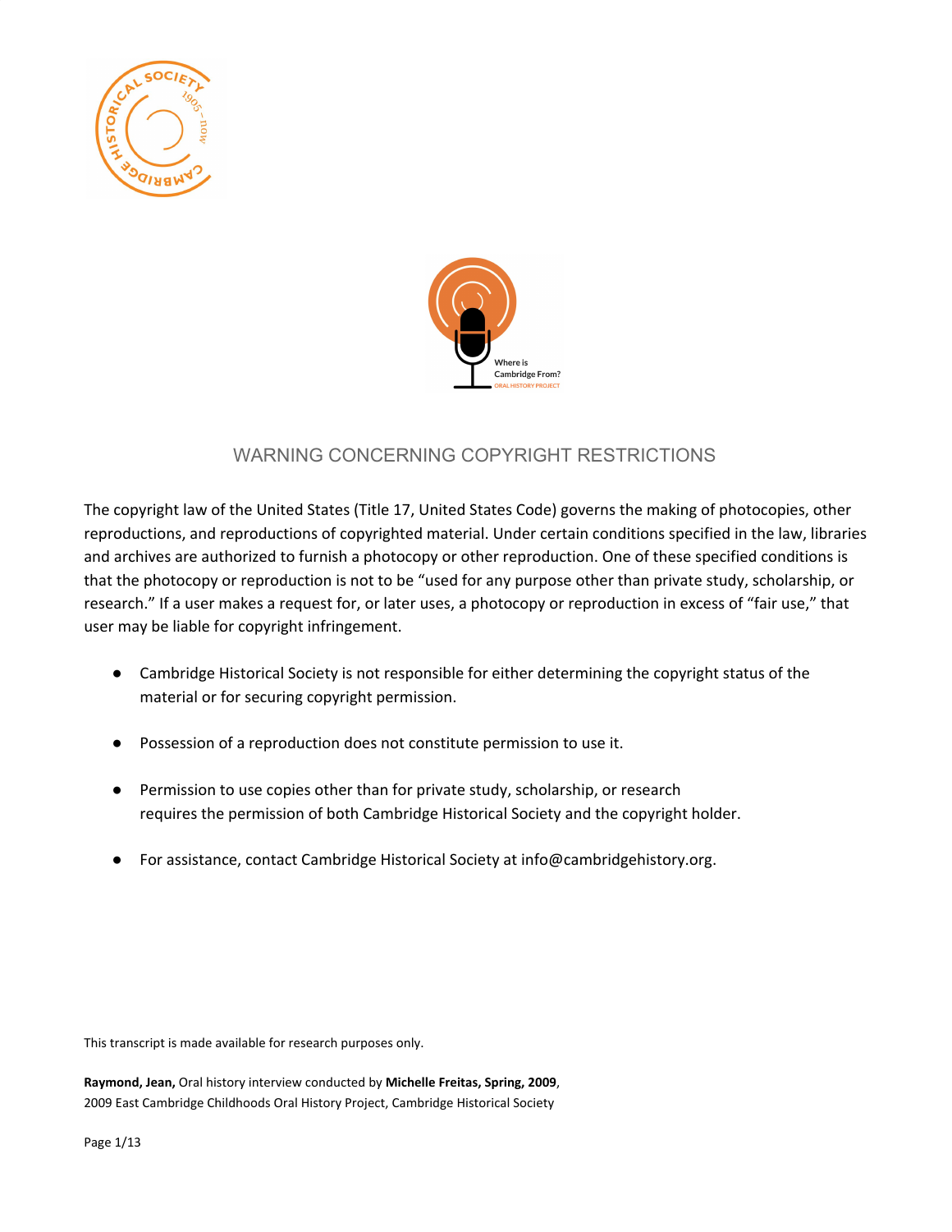## WARNING CONCERNING COPYRIGHT RESTRICTIONS

The copyright law of the United States (Title 17, United States Code) governs the making of photocopies, other reproductions, and reproductions of copyrighted material. Under certain conditions specified in the law, libraries and archives are authorized to furnish a photocopy or other reproduction. One of these specified conditions is that the photocopy or reproduction is not to be "used for any purpose other than private study, scholarship, or research." If a user makes a request for, or later uses, a photocopy or reproduction in excess of "fair use," that user may be liable for copyright infringement.

- Cambridge Historical Society is not responsible for either determining the copyright status of the material or for securing copyright permission.
- Possession of a reproduction does not constitute permission to use it.
- Permission to use copies other than for private study, scholarship, or research requires the permission of both Cambridge Historical Society and the copyright holder.
- For assistance, contact Cambridge Historical Society at info@cambridgehistory.org.

This transcript is made available for research purposes only.

**Raymond, Jean,** Oral history interview conducted by **Michelle Freitas, Spring, 2009**, 2009 East Cambridge Childhoods Oral History Project, Cambridge Historical Society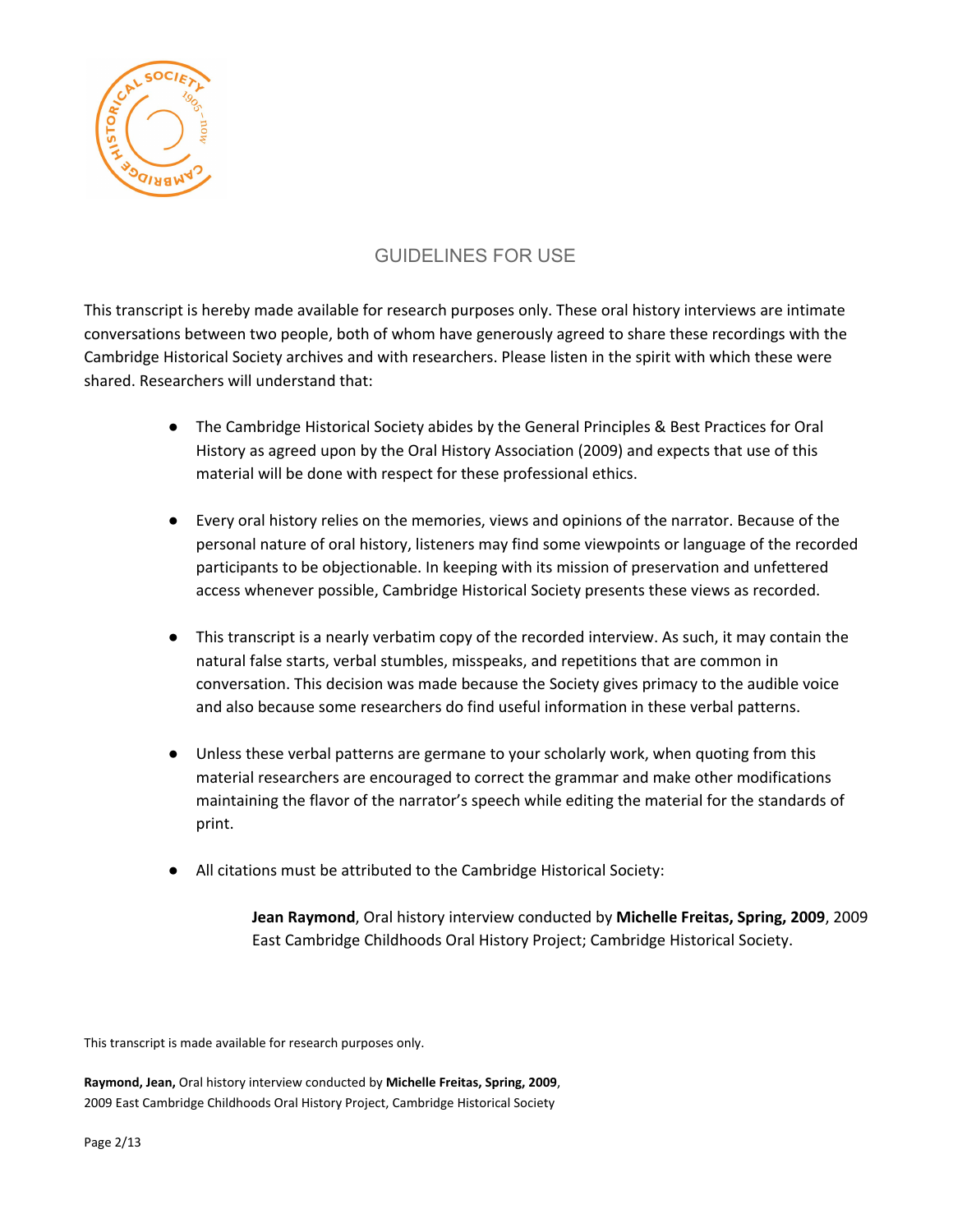# GUIDELINES FOR USE

This transcript is hereby made available for research purposes only. These oral history interviews are intimate conversations between two people, both of whom have generously agreed to share these recordings with the Cambridge Historical Society archives and with researchers. Please listen in the spirit with which these were shared. Researchers will understand that:

- The Cambridge Historical Society abides by the General Principles & Best Practices for Oral History as agreed upon by the Oral History Association (2009) and expects that use of this material will be done with respect for these professional ethics.
- Every oral history relies on the memories, views and opinions of the narrator. Because of the personal nature of oral history, listeners may find some viewpoints or language of the recorded participants to be objectionable. In keeping with its mission of preservation and unfettered access whenever possible, Cambridge Historical Society presents these views as recorded.
- This transcript is a nearly verbatim copy of the recorded interview. As such, it may contain the natural false starts, verbal stumbles, misspeaks, and repetitions that are common in conversation. This decision was made because the Society gives primacy to the audible voice and also because some researchers do find useful information in these verbal patterns.
- Unless these verbal patterns are germane to your scholarly work, when quoting from this material researchers are encouraged to correct the grammar and make other modifications maintaining the flavor of the narrator's speech while editing the material for the standards of print.
- All citations must be attributed to the Cambridge Historical Society:

  **Jean Raymond**, Oral history interview conducted by **Michelle Freitas, Spring, 2009**, 2009 East Cambridge Childhoods Oral History Project; Cambridge Historical Society.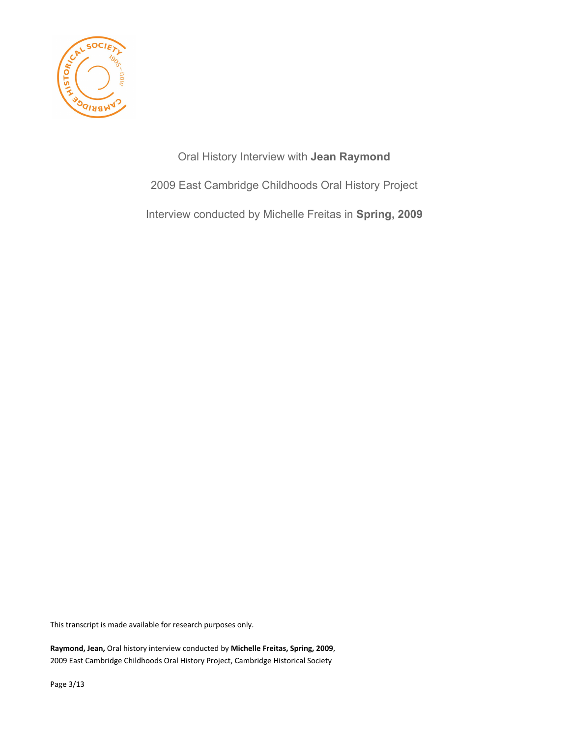Oral History Interview with **Jean Raymond**

2009 East Cambridge Childhoods Oral History Project

Interview conducted by Michelle Freitas in **Spring, 2009**

This transcript is made available for research purposes only.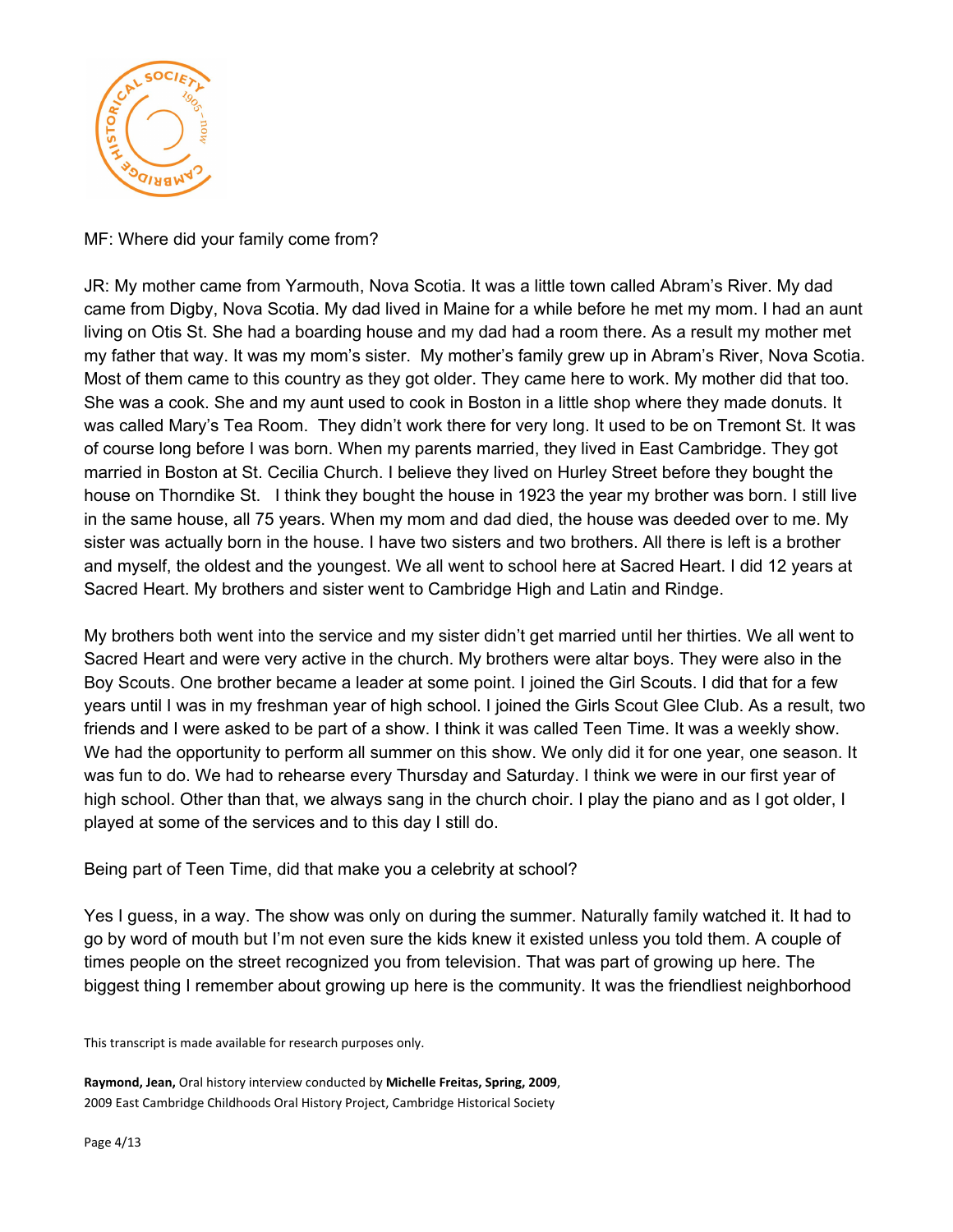MF: Where did your family come from?

JR: My mother came from Yarmouth, Nova Scotia. It was a little town called Abram's River. My dad came from Digby, Nova Scotia. My dad lived in Maine for a while before he met my mom. I had an aunt living on Otis St. She had a boarding house and my dad had a room there. As a result my mother met my father that way. It was my mom's sister. My mother's family grew up in Abram's River, Nova Scotia. Most of them came to this country as they got older. They came here to work. My mother did that too. She was a cook. She and my aunt used to cook in Boston in a little shop where they made donuts. It was called Mary's Tea Room. They didn't work there for very long. It used to be on Tremont St. It was of course long before I was born. When my parents married, they lived in East Cambridge. They got married in Boston at St. Cecilia Church. I believe they lived on Hurley Street before they bought the house on Thorndike St. I think they bought the house in 1923 the year my brother was born. I still live in the same house, all 75 years. When my mom and dad died, the house was deeded over to me. My sister was actually born in the house. I have two sisters and two brothers. All there is left is a brother and myself, the oldest and the youngest. We all went to school here at Sacred Heart. I did 12 years at Sacred Heart. My brothers and sister went to Cambridge High and Latin and Rindge.

My brothers both went into the service and my sister didn't get married until her thirties. We all went to Sacred Heart and were very active in the church. My brothers were altar boys. They were also in the Boy Scouts. One brother became a leader at some point. I joined the Girl Scouts. I did that for a few years until I was in my freshman year of high school. I joined the Girls Scout Glee Club. As a result, two friends and I were asked to be part of a show. I think it was called Teen Time. It was a weekly show. We had the opportunity to perform all summer on this show. We only did it for one year, one season. It was fun to do. We had to rehearse every Thursday and Saturday. I think we were in our first year of high school. Other than that, we always sang in the church choir. I play the piano and as I got older, I played at some of the services and to this day I still do.

Being part of Teen Time, did that make you a celebrity at school?

Yes I guess, in a way. The show was only on during the summer. Naturally family watched it. It had to go by word of mouth but I'm not even sure the kids knew it existed unless you told them. A couple of times people on the street recognized you from television. That was part of growing up here. The biggest thing I remember about growing up here is the community. It was the friendliest neighborhood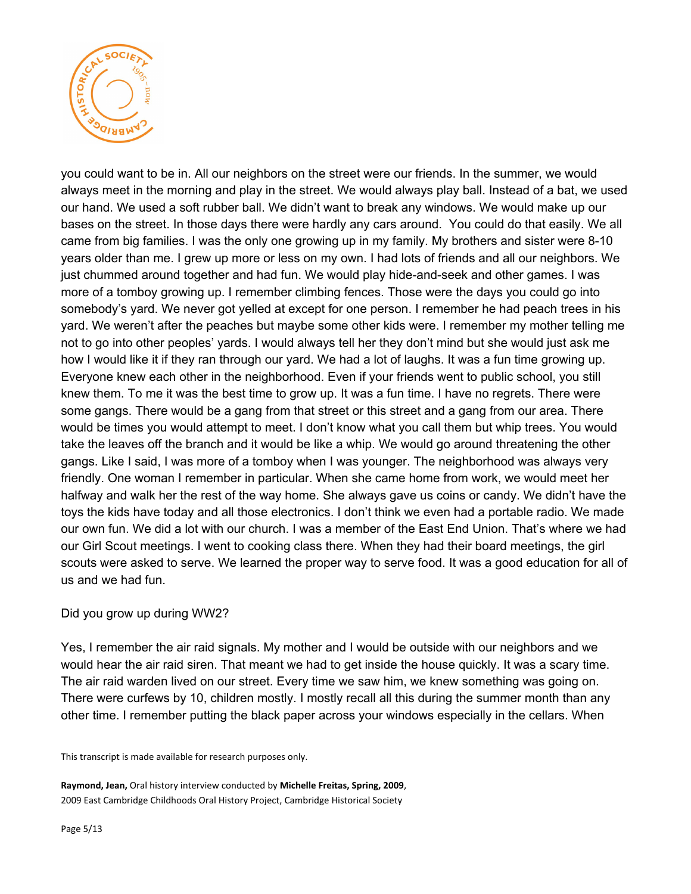you could want to be in. All our neighbors on the street were our friends. In the summer, we would always meet in the morning and play in the street. We would always play ball. Instead of a bat, we used our hand. We used a soft rubber ball. We didn't want to break any windows. We would make up our bases on the street. In those days there were hardly any cars around. You could do that easily. We all came from big families. I was the only one growing up in my family. My brothers and sister were 8-10 years older than me. I grew up more or less on my own. I had lots of friends and all our neighbors. We just chummed around together and had fun. We would play hide-and-seek and other games. I was more of a tomboy growing up. I remember climbing fences. Those were the days you could go into somebody's yard. We never got yelled at except for one person. I remember he had peach trees in his yard. We weren't after the peaches but maybe some other kids were. I remember my mother telling me not to go into other peoples' yards. I would always tell her they don't mind but she would just ask me how I would like it if they ran through our yard. We had a lot of laughs. It was a fun time growing up. Everyone knew each other in the neighborhood. Even if your friends went to public school, you still knew them. To me it was the best time to grow up. It was a fun time. I have no regrets. There were some gangs. There would be a gang from that street or this street and a gang from our area. There would be times you would attempt to meet. I don't know what you call them but whip trees. You would take the leaves off the branch and it would be like a whip. We would go around threatening the other gangs. Like I said, I was more of a tomboy when I was younger. The neighborhood was always very friendly. One woman I remember in particular. When she came home from work, we would meet her halfway and walk her the rest of the way home. She always gave us coins or candy. We didn't have the toys the kids have today and all those electronics. I don't think we even had a portable radio. We made our own fun. We did a lot with our church. I was a member of the East End Union. That's where we had our Girl Scout meetings. I went to cooking class there. When they had their board meetings, the girl scouts were asked to serve. We learned the proper way to serve food. It was a good education for all of us and we had fun.

Did you grow up during WW2?

Yes, I remember the air raid signals. My mother and I would be outside with our neighbors and we would hear the air raid siren. That meant we had to get inside the house quickly. It was a scary time. The air raid warden lived on our street. Every time we saw him, we knew something was going on. There were curfews by 10, children mostly. I mostly recall all this during the summer month than any other time. I remember putting the black paper across your windows especially in the cellars. When

This transcript is made available for research purposes only.

**Raymond, Jean,** Oral history interview conducted by **Michelle Freitas, Spring, 2009**,
2009 East Cambridge Childhoods Oral History Project, Cambridge Historical Society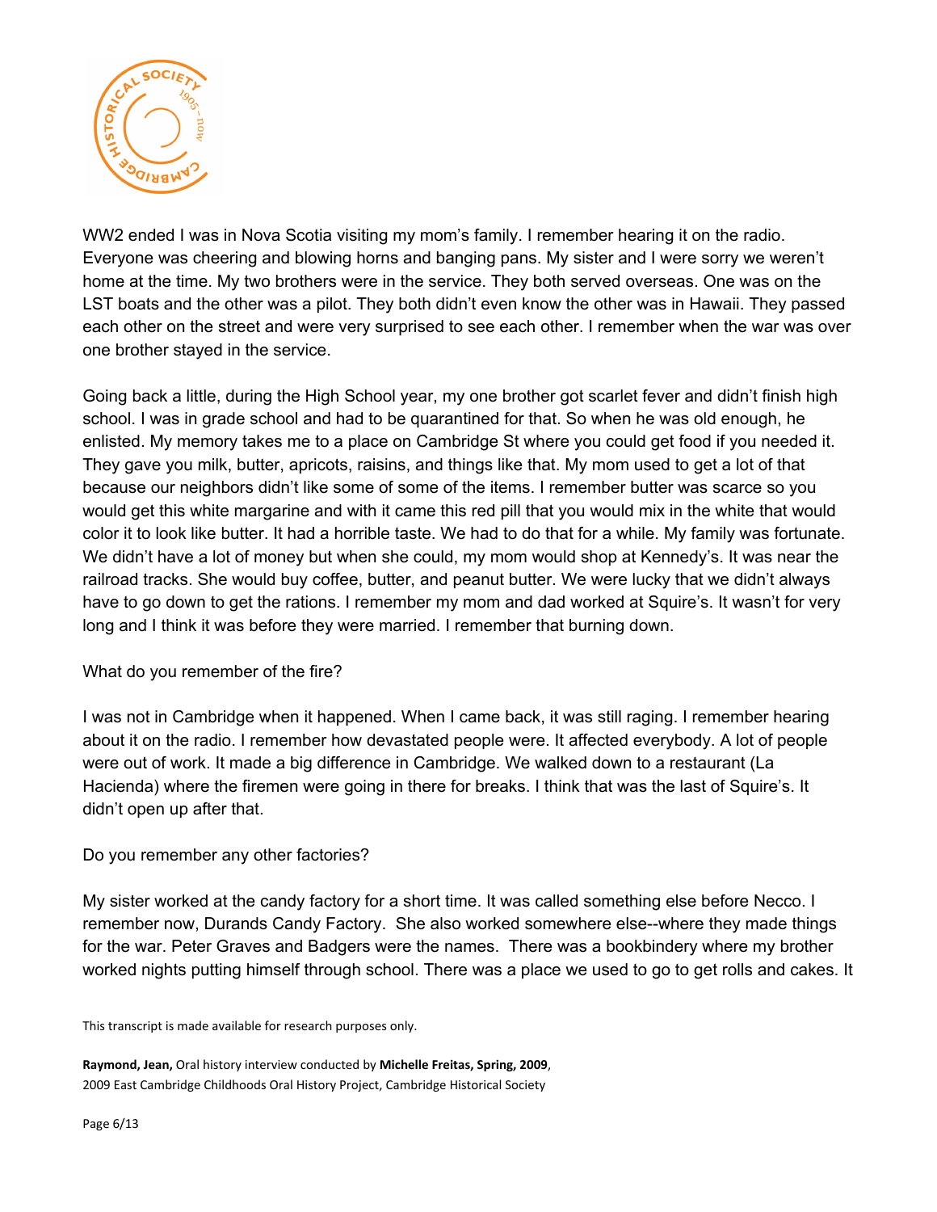WW2 ended I was in Nova Scotia visiting my mom's family. I remember hearing it on the radio. Everyone was cheering and blowing horns and banging pans. My sister and I were sorry we weren't home at the time. My two brothers were in the service. They both served overseas. One was on the LST boats and the other was a pilot. They both didn't even know the other was in Hawaii. They passed each other on the street and were very surprised to see each other. I remember when the war was over one brother stayed in the service.

Going back a little, during the High School year, my one brother got scarlet fever and didn't finish high school. I was in grade school and had to be quarantined for that. So when he was old enough, he enlisted. My memory takes me to a place on Cambridge St where you could get food if you needed it. They gave you milk, butter, apricots, raisins, and things like that. My mom used to get a lot of that because our neighbors didn't like some of some of the items. I remember butter was scarce so you would get this white margarine and with it came this red pill that you would mix in the white that would color it to look like butter. It had a horrible taste. We had to do that for a while. My family was fortunate. We didn't have a lot of money but when she could, my mom would shop at Kennedy's. It was near the railroad tracks. She would buy coffee, butter, and peanut butter. We were lucky that we didn't always have to go down to get the rations. I remember my mom and dad worked at Squire's. It wasn't for very long and I think it was before they were married. I remember that burning down.

What do you remember of the fire?

I was not in Cambridge when it happened. When I came back, it was still raging. I remember hearing about it on the radio. I remember how devastated people were. It affected everybody. A lot of people were out of work. It made a big difference in Cambridge. We walked down to a restaurant (La Hacienda) where the firemen were going in there for breaks. I think that was the last of Squire's. It didn't open up after that.

Do you remember any other factories?

My sister worked at the candy factory for a short time. It was called something else before Necco. I remember now, Durands Candy Factory. She also worked somewhere else--where they made things for the war. Peter Graves and Badgers were the names. There was a bookbindery where my brother worked nights putting himself through school. There was a place we used to go to get rolls and cakes. It

This transcript is made available for research purposes only.

**Raymond, Jean,** Oral history interview conducted by **Michelle Freitas, Spring, 2009**, 2009 East Cambridge Childhoods Oral History Project, Cambridge Historical Society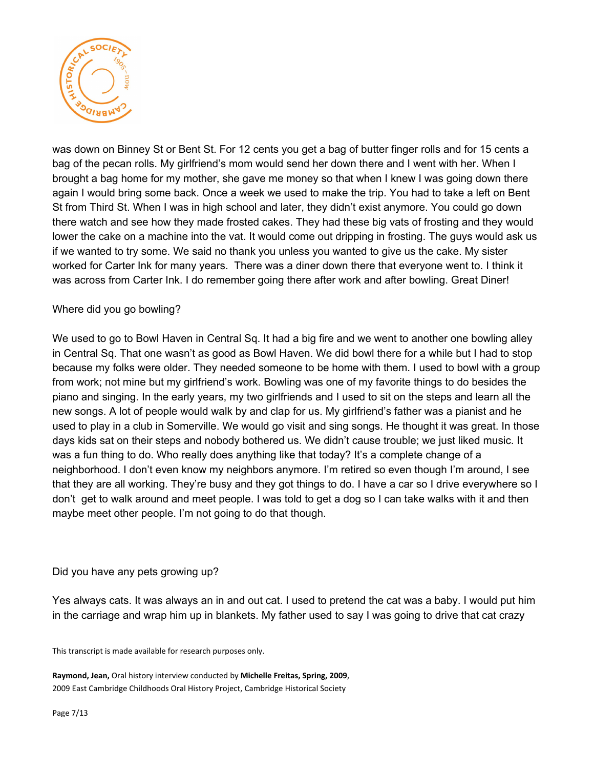was down on Binney St or Bent St. For 12 cents you get a bag of butter finger rolls and for 15 cents a bag of the pecan rolls. My girlfriend's mom would send her down there and I went with her. When I brought a bag home for my mother, she gave me money so that when I knew I was going down there again I would bring some back. Once a week we used to make the trip. You had to take a left on Bent St from Third St. When I was in high school and later, they didn't exist anymore. You could go down there watch and see how they made frosted cakes. They had these big vats of frosting and they would lower the cake on a machine into the vat. It would come out dripping in frosting. The guys would ask us if we wanted to try some. We said no thank you unless you wanted to give us the cake. My sister worked for Carter Ink for many years. There was a diner down there that everyone went to. I think it was across from Carter Ink. I do remember going there after work and after bowling. Great Diner!

Where did you go bowling?

We used to go to Bowl Haven in Central Sq. It had a big fire and we went to another one bowling alley in Central Sq. That one wasn't as good as Bowl Haven. We did bowl there for a while but I had to stop because my folks were older. They needed someone to be home with them. I used to bowl with a group from work; not mine but my girlfriend's work. Bowling was one of my favorite things to do besides the piano and singing. In the early years, my two girlfriends and I used to sit on the steps and learn all the new songs. A lot of people would walk by and clap for us. My girlfriend's father was a pianist and he used to play in a club in Somerville. We would go visit and sing songs. He thought it was great. In those days kids sat on their steps and nobody bothered us. We didn't cause trouble; we just liked music. It was a fun thing to do. Who really does anything like that today? It's a complete change of a neighborhood. I don't even know my neighbors anymore. I'm retired so even though I'm around, I see that they are all working. They're busy and they got things to do. I have a car so I drive everywhere so I don't get to walk around and meet people. I was told to get a dog so I can take walks with it and then maybe meet other people. I'm not going to do that though.

Did you have any pets growing up?

Yes always cats. It was always an in and out cat. I used to pretend the cat was a baby. I would put him in the carriage and wrap him up in blankets. My father used to say I was going to drive that cat crazy

This transcript is made available for research purposes only.

**Raymond, Jean,** Oral history interview conducted by **Michelle Freitas, Spring, 2009**, 2009 East Cambridge Childhoods Oral History Project, Cambridge Historical Society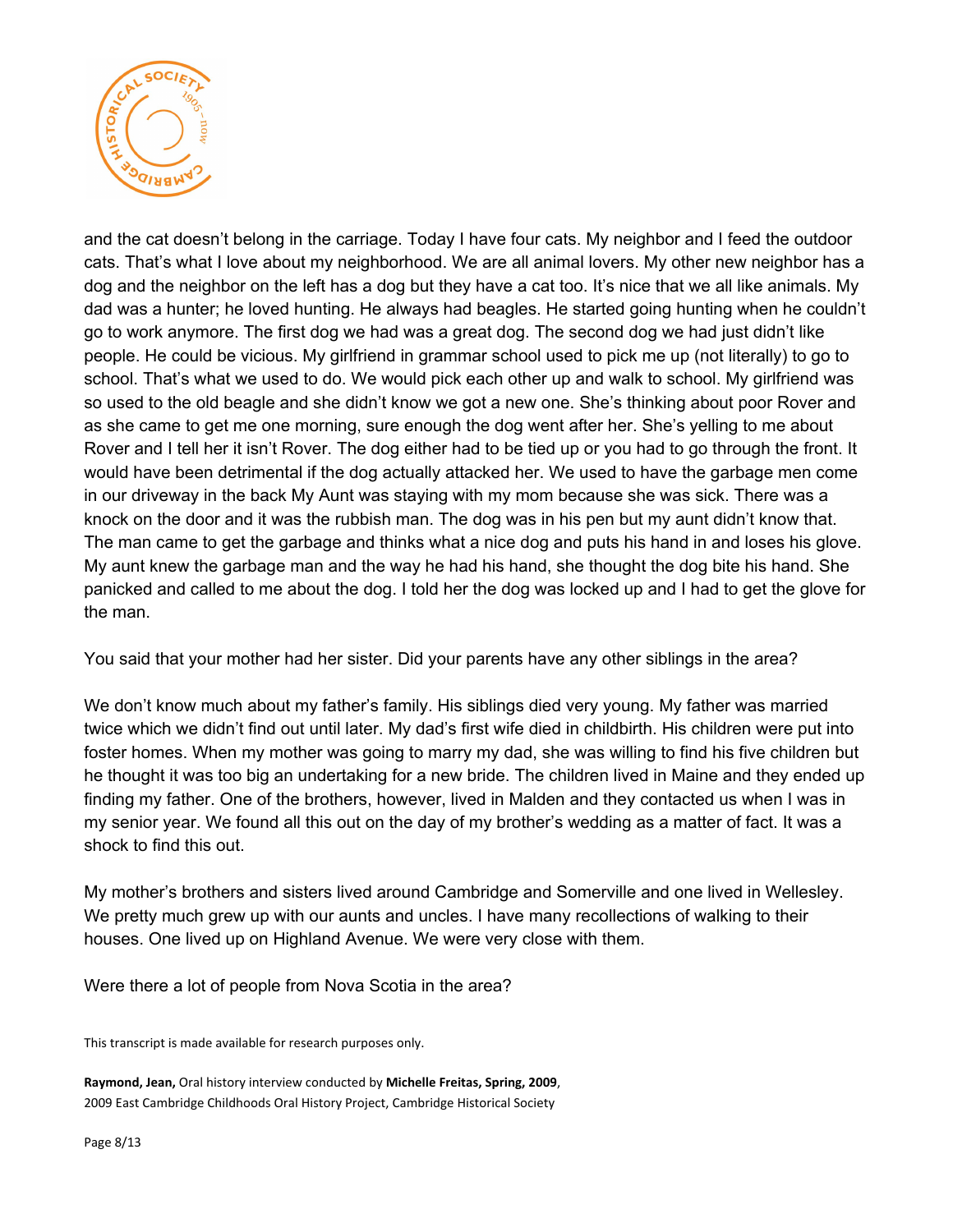and the cat doesn't belong in the carriage. Today I have four cats. My neighbor and I feed the outdoor cats. That's what I love about my neighborhood. We are all animal lovers. My other new neighbor has a dog and the neighbor on the left has a dog but they have a cat too. It's nice that we all like animals. My dad was a hunter; he loved hunting. He always had beagles. He started going hunting when he couldn't go to work anymore. The first dog we had was a great dog. The second dog we had just didn't like people. He could be vicious. My girlfriend in grammar school used to pick me up (not literally) to go to school. That's what we used to do. We would pick each other up and walk to school. My girlfriend was so used to the old beagle and she didn't know we got a new one. She's thinking about poor Rover and as she came to get me one morning, sure enough the dog went after her. She's yelling to me about Rover and I tell her it isn't Rover. The dog either had to be tied up or you had to go through the front. It would have been detrimental if the dog actually attacked her. We used to have the garbage men come in our driveway in the back My Aunt was staying with my mom because she was sick. There was a knock on the door and it was the rubbish man. The dog was in his pen but my aunt didn't know that. The man came to get the garbage and thinks what a nice dog and puts his hand in and loses his glove. My aunt knew the garbage man and the way he had his hand, she thought the dog bite his hand. She panicked and called to me about the dog. I told her the dog was locked up and I had to get the glove for the man.

You said that your mother had her sister. Did your parents have any other siblings in the area?

We don't know much about my father's family. His siblings died very young. My father was married twice which we didn't find out until later. My dad's first wife died in childbirth. His children were put into foster homes. When my mother was going to marry my dad, she was willing to find his five children but he thought it was too big an undertaking for a new bride. The children lived in Maine and they ended up finding my father. One of the brothers, however, lived in Malden and they contacted us when I was in my senior year. We found all this out on the day of my brother's wedding as a matter of fact. It was a shock to find this out.

My mother's brothers and sisters lived around Cambridge and Somerville and one lived in Wellesley. We pretty much grew up with our aunts and uncles. I have many recollections of walking to their houses. One lived up on Highland Avenue. We were very close with them.

Were there a lot of people from Nova Scotia in the area?

This transcript is made available for research purposes only.

**Raymond, Jean,** Oral history interview conducted by **Michelle Freitas, Spring, 2009**, 2009 East Cambridge Childhoods Oral History Project, Cambridge Historical Society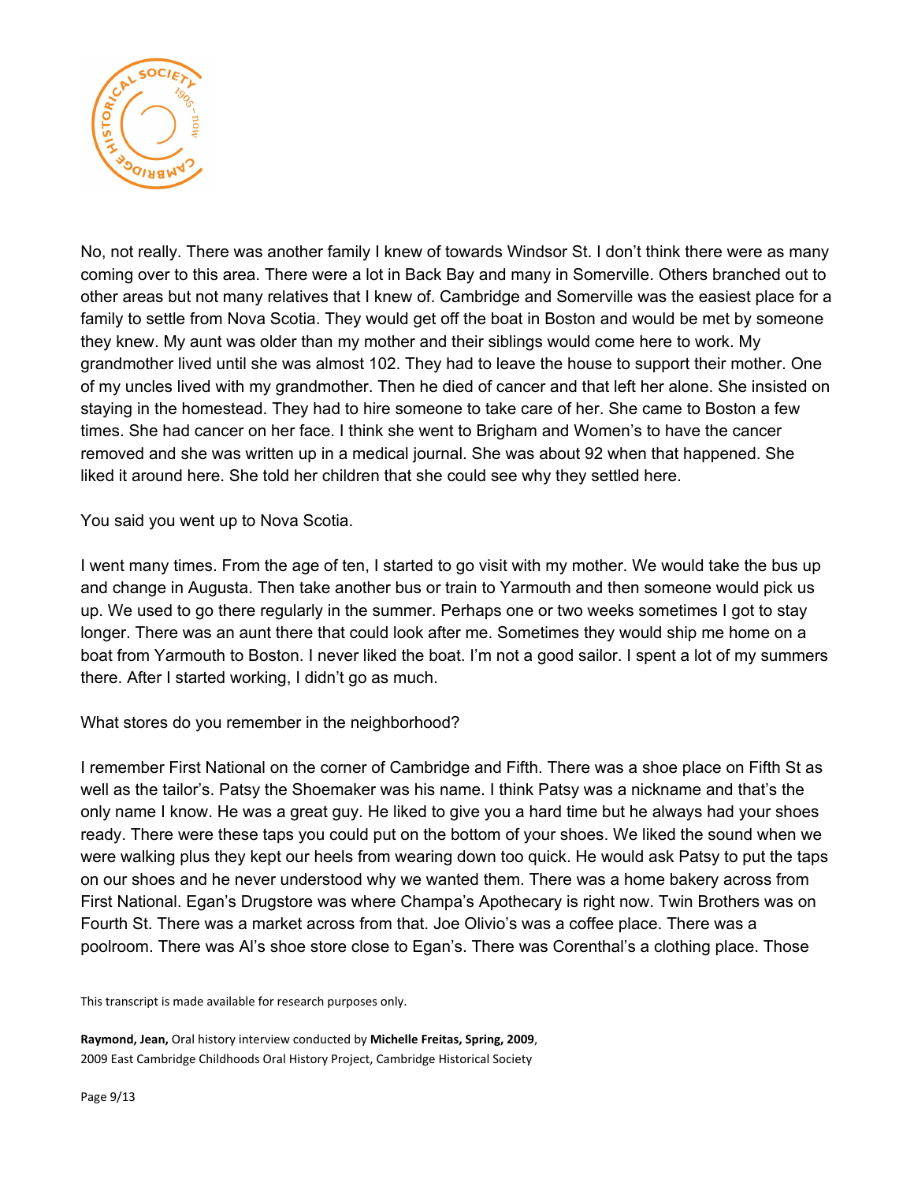No, not really. There was another family I knew of towards Windsor St. I don't think there were as many coming over to this area. There were a lot in Back Bay and many in Somerville. Others branched out to other areas but not many relatives that I knew of. Cambridge and Somerville was the easiest place for a family to settle from Nova Scotia. They would get off the boat in Boston and would be met by someone they knew. My aunt was older than my mother and their siblings would come here to work. My grandmother lived until she was almost 102. They had to leave the house to support their mother. One of my uncles lived with my grandmother. Then he died of cancer and that left her alone. She insisted on staying in the homestead. They had to hire someone to take care of her. She came to Boston a few times. She had cancer on her face. I think she went to Brigham and Women's to have the cancer removed and she was written up in a medical journal. She was about 92 when that happened. She liked it around here. She told her children that she could see why they settled here.

You said you went up to Nova Scotia.

I went many times. From the age of ten, I started to go visit with my mother. We would take the bus up and change in Augusta. Then take another bus or train to Yarmouth and then someone would pick us up. We used to go there regularly in the summer. Perhaps one or two weeks sometimes I got to stay longer. There was an aunt there that could look after me. Sometimes they would ship me home on a boat from Yarmouth to Boston. I never liked the boat. I'm not a good sailor. I spent a lot of my summers there. After I started working, I didn't go as much.

What stores do you remember in the neighborhood?

I remember First National on the corner of Cambridge and Fifth. There was a shoe place on Fifth St as well as the tailor's. Patsy the Shoemaker was his name. I think Patsy was a nickname and that's the only name I know. He was a great guy. He liked to give you a hard time but he always had your shoes ready. There were these taps you could put on the bottom of your shoes. We liked the sound when we were walking plus they kept our heels from wearing down too quick. He would ask Patsy to put the taps on our shoes and he never understood why we wanted them. There was a home bakery across from First National. Egan's Drugstore was where Champa's Apothecary is right now. Twin Brothers was on Fourth St. There was a market across from that. Joe Olivio's was a coffee place. There was a poolroom. There was Al's shoe store close to Egan's. There was Corenthal's a clothing place. Those

This transcript is made available for research purposes only.

**Raymond, Jean,** Oral history interview conducted by **Michelle Freitas, Spring, 2009**, 2009 East Cambridge Childhoods Oral History Project, Cambridge Historical Society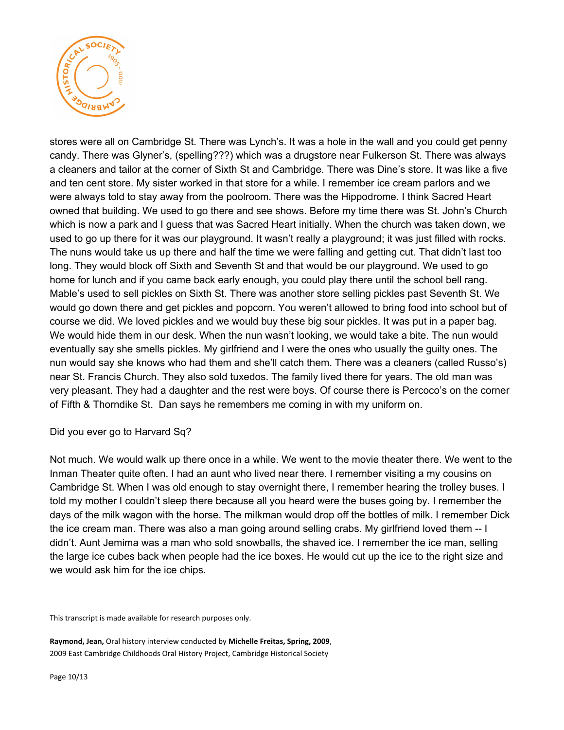stores were all on Cambridge St. There was Lynch's. It was a hole in the wall and you could get penny candy. There was Glyner's, (spelling???) which was a drugstore near Fulkerson St. There was always a cleaners and tailor at the corner of Sixth St and Cambridge. There was Dine's store. It was like a five and ten cent store. My sister worked in that store for a while. I remember ice cream parlors and we were always told to stay away from the poolroom. There was the Hippodrome. I think Sacred Heart owned that building. We used to go there and see shows. Before my time there was St. John's Church which is now a park and I guess that was Sacred Heart initially. When the church was taken down, we used to go up there for it was our playground. It wasn't really a playground; it was just filled with rocks. The nuns would take us up there and half the time we were falling and getting cut. That didn't last too long. They would block off Sixth and Seventh St and that would be our playground. We used to go home for lunch and if you came back early enough, you could play there until the school bell rang. Mable's used to sell pickles on Sixth St. There was another store selling pickles past Seventh St. We would go down there and get pickles and popcorn. You weren't allowed to bring food into school but of course we did. We loved pickles and we would buy these big sour pickles. It was put in a paper bag. We would hide them in our desk. When the nun wasn't looking, we would take a bite. The nun would eventually say she smells pickles. My girlfriend and I were the ones who usually the guilty ones. The nun would say she knows who had them and she'll catch them. There was a cleaners (called Russo's) near St. Francis Church. They also sold tuxedos. The family lived there for years. The old man was very pleasant. They had a daughter and the rest were boys. Of course there is Percoco's on the corner of Fifth & Thorndike St. Dan says he remembers me coming in with my uniform on.

Did you ever go to Harvard Sq?

Not much. We would walk up there once in a while. We went to the movie theater there. We went to the Inman Theater quite often. I had an aunt who lived near there. I remember visiting a my cousins on Cambridge St. When I was old enough to stay overnight there, I remember hearing the trolley buses. I told my mother I couldn't sleep there because all you heard were the buses going by. I remember the days of the milk wagon with the horse. The milkman would drop off the bottles of milk. I remember Dick the ice cream man. There was also a man going around selling crabs. My girlfriend loved them -- I didn't. Aunt Jemima was a man who sold snowballs, the shaved ice. I remember the ice man, selling the large ice cubes back when people had the ice boxes. He would cut up the ice to the right size and we would ask him for the ice chips.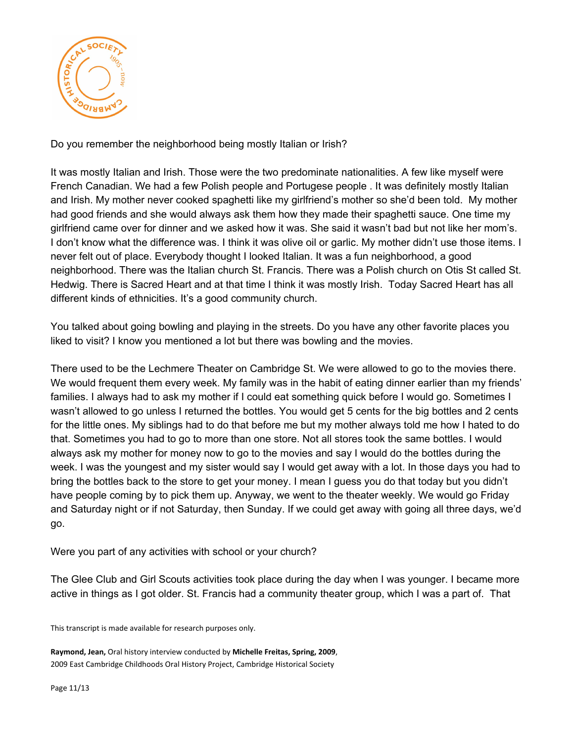Do you remember the neighborhood being mostly Italian or Irish?

It was mostly Italian and Irish. Those were the two predominate nationalities. A few like myself were French Canadian. We had a few Polish people and Portugese people . It was definitely mostly Italian and Irish. My mother never cooked spaghetti like my girlfriend's mother so she'd been told. My mother had good friends and she would always ask them how they made their spaghetti sauce. One time my girlfriend came over for dinner and we asked how it was. She said it wasn't bad but not like her mom's. I don't know what the difference was. I think it was olive oil or garlic. My mother didn't use those items. I never felt out of place. Everybody thought I looked Italian. It was a fun neighborhood, a good neighborhood. There was the Italian church St. Francis. There was a Polish church on Otis St called St. Hedwig. There is Sacred Heart and at that time I think it was mostly Irish. Today Sacred Heart has all different kinds of ethnicities. It's a good community church.

You talked about going bowling and playing in the streets. Do you have any other favorite places you liked to visit? I know you mentioned a lot but there was bowling and the movies.

There used to be the Lechmere Theater on Cambridge St. We were allowed to go to the movies there. We would frequent them every week. My family was in the habit of eating dinner earlier than my friends' families. I always had to ask my mother if I could eat something quick before I would go. Sometimes I wasn't allowed to go unless I returned the bottles. You would get 5 cents for the big bottles and 2 cents for the little ones. My siblings had to do that before me but my mother always told me how I hated to do that. Sometimes you had to go to more than one store. Not all stores took the same bottles. I would always ask my mother for money now to go to the movies and say I would do the bottles during the week. I was the youngest and my sister would say I would get away with a lot. In those days you had to bring the bottles back to the store to get your money. I mean I guess you do that today but you didn't have people coming by to pick them up. Anyway, we went to the theater weekly. We would go Friday and Saturday night or if not Saturday, then Sunday. If we could get away with going all three days, we'd go.

Were you part of any activities with school or your church?

The Glee Club and Girl Scouts activities took place during the day when I was younger. I became more active in things as I got older. St. Francis had a community theater group, which I was a part of. That

This transcript is made available for research purposes only.

**Raymond, Jean,** Oral history interview conducted by **Michelle Freitas, Spring, 2009**, 2009 East Cambridge Childhoods Oral History Project, Cambridge Historical Society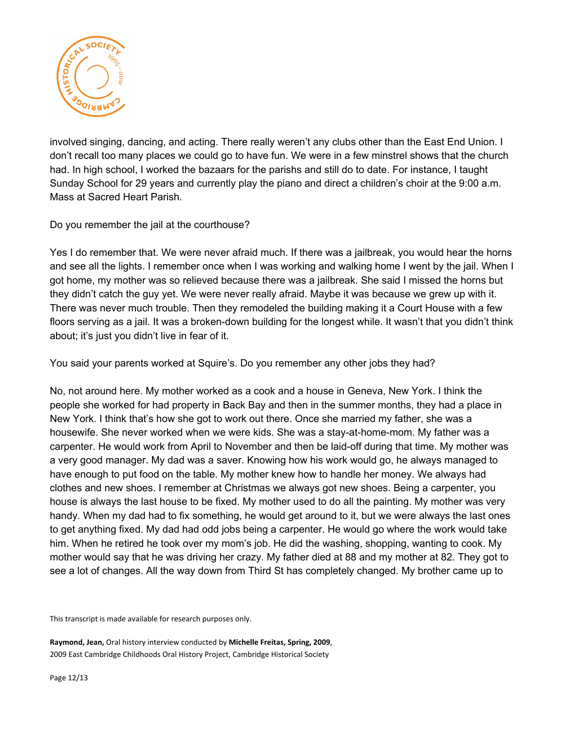involved singing, dancing, and acting. There really weren't any clubs other than the East End Union. I don't recall too many places we could go to have fun. We were in a few minstrel shows that the church had. In high school, I worked the bazaars for the parishs and still do to date. For instance, I taught Sunday School for 29 years and currently play the piano and direct a children's choir at the 9:00 a.m. Mass at Sacred Heart Parish.

Do you remember the jail at the courthouse?

Yes I do remember that. We were never afraid much. If there was a jailbreak, you would hear the horns and see all the lights. I remember once when I was working and walking home I went by the jail. When I got home, my mother was so relieved because there was a jailbreak. She said I missed the horns but they didn't catch the guy yet. We were never really afraid. Maybe it was because we grew up with it. There was never much trouble. Then they remodeled the building making it a Court House with a few floors serving as a jail. It was a broken-down building for the longest while. It wasn't that you didn't think about; it's just you didn't live in fear of it.

You said your parents worked at Squire's. Do you remember any other jobs they had?

No, not around here. My mother worked as a cook and a house in Geneva, New York. I think the people she worked for had property in Back Bay and then in the summer months, they had a place in New York. I think that's how she got to work out there. Once she married my father, she was a housewife. She never worked when we were kids. She was a stay-at-home-mom. My father was a carpenter. He would work from April to November and then be laid-off during that time. My mother was a very good manager. My dad was a saver. Knowing how his work would go, he always managed to have enough to put food on the table. My mother knew how to handle her money. We always had clothes and new shoes. I remember at Christmas we always got new shoes. Being a carpenter, you house is always the last house to be fixed. My mother used to do all the painting. My mother was very handy. When my dad had to fix something, he would get around to it, but we were always the last ones to get anything fixed. My dad had odd jobs being a carpenter. He would go where the work would take him. When he retired he took over my mom's job. He did the washing, shopping, wanting to cook. My mother would say that he was driving her crazy. My father died at 88 and my mother at 82. They got to see a lot of changes. All the way down from Third St has completely changed. My brother came up to

This transcript is made available for research purposes only.

**Raymond, Jean,** Oral history interview conducted by **Michelle Freitas, Spring, 2009**, 2009 East Cambridge Childhoods Oral History Project, Cambridge Historical Society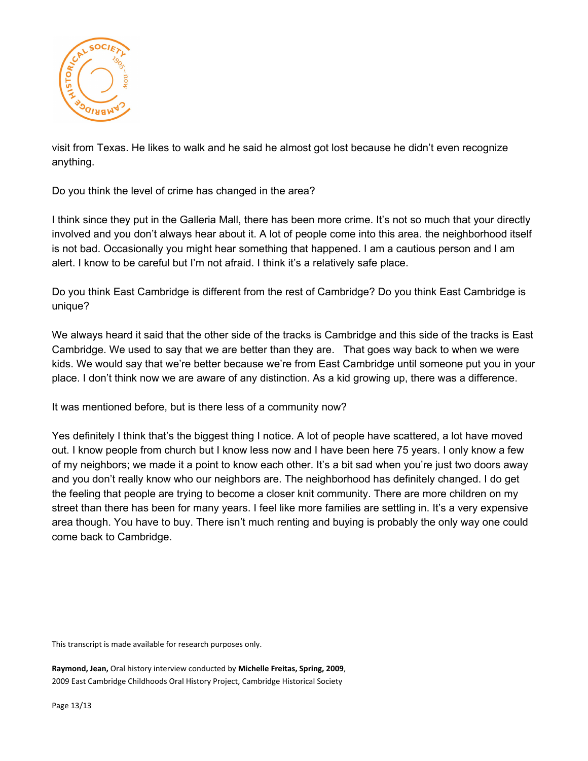visit from Texas. He likes to walk and he said he almost got lost because he didn't even recognize anything.

Do you think the level of crime has changed in the area?

I think since they put in the Galleria Mall, there has been more crime. It's not so much that your directly involved and you don't always hear about it. A lot of people come into this area. the neighborhood itself is not bad. Occasionally you might hear something that happened. I am a cautious person and I am alert. I know to be careful but I'm not afraid. I think it's a relatively safe place.

Do you think East Cambridge is different from the rest of Cambridge? Do you think East Cambridge is unique?

We always heard it said that the other side of the tracks is Cambridge and this side of the tracks is East Cambridge. We used to say that we are better than they are. That goes way back to when we were kids. We would say that we're better because we're from East Cambridge until someone put you in your place. I don't think now we are aware of any distinction. As a kid growing up, there was a difference.

It was mentioned before, but is there less of a community now?

Yes definitely I think that's the biggest thing I notice. A lot of people have scattered, a lot have moved out. I know people from church but I know less now and I have been here 75 years. I only know a few of my neighbors; we made it a point to know each other. It's a bit sad when you're just two doors away and you don't really know who our neighbors are. The neighborhood has definitely changed. I do get the feeling that people are trying to become a closer knit community. There are more children on my street than there has been for many years. I feel like more families are settling in. It's a very expensive area though. You have to buy. There isn't much renting and buying is probably the only way one could come back to Cambridge.

This transcript is made available for research purposes only.

**Raymond, Jean,** Oral history interview conducted by **Michelle Freitas, Spring, 2009**,
2009 East Cambridge Childhoods Oral History Project, Cambridge Historical Society